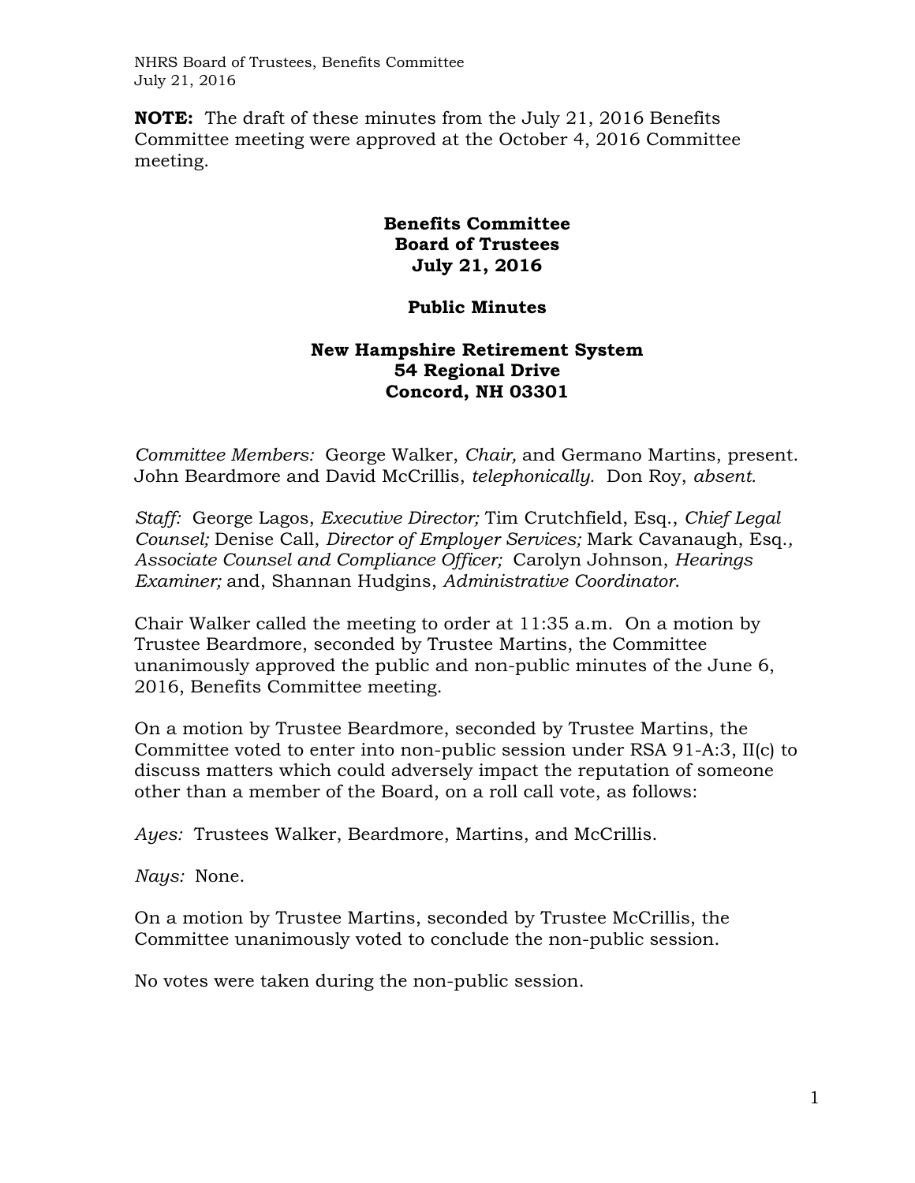**NOTE:** The draft of these minutes from the July 21, 2016 Benefits Committee meeting were approved at the October 4, 2016 Committee meeting.

# Benefits Committee
# Board of Trustees
# July 21, 2016

## Public Minutes

### New Hampshire Retirement System
### 54 Regional Drive
### Concord, NH 03301

*Committee Members:* George Walker, *Chair,* and Germano Martins, present. John Beardmore and David McCrillis, *telephonically.* Don Roy, *absent.*

*Staff:* George Lagos, *Executive Director;* Tim Crutchfield, Esq., *Chief Legal Counsel;* Denise Call, *Director of Employer Services;* Mark Cavanaugh, Esq.*, Associate Counsel and Compliance Officer;* Carolyn Johnson, *Hearings Examiner;* and, Shannan Hudgins, *Administrative Coordinator*.

Chair Walker called the meeting to order at 11:35 a.m. On a motion by Trustee Beardmore, seconded by Trustee Martins, the Committee unanimously approved the public and non-public minutes of the June 6, 2016, Benefits Committee meeting.

On a motion by Trustee Beardmore, seconded by Trustee Martins, the Committee voted to enter into non-public session under RSA 91-A:3, II(c) to discuss matters which could adversely impact the reputation of someone other than a member of the Board, on a roll call vote, as follows:

*Ayes:* Trustees Walker, Beardmore, Martins, and McCrillis.

*Nays:* None.

On a motion by Trustee Martins, seconded by Trustee McCrillis, the Committee unanimously voted to conclude the non-public session.

No votes were taken during the non-public session.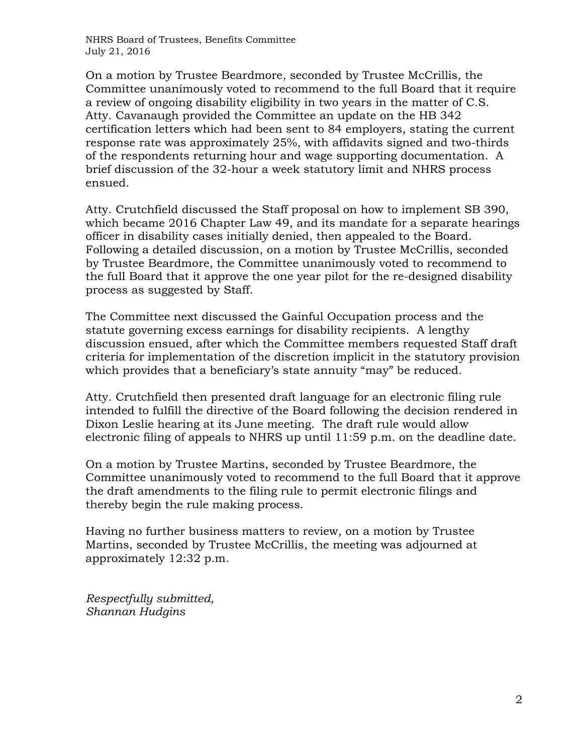On a motion by Trustee Beardmore, seconded by Trustee McCrillis, the Committee unanimously voted to recommend to the full Board that it require a review of ongoing disability eligibility in two years in the matter of C.S. Atty. Cavanaugh provided the Committee an update on the HB 342 certification letters which had been sent to 84 employers, stating the current response rate was approximately 25%, with affidavits signed and two-thirds of the respondents returning hour and wage supporting documentation. A brief discussion of the 32-hour a week statutory limit and NHRS process ensued.

Atty. Crutchfield discussed the Staff proposal on how to implement SB 390, which became 2016 Chapter Law 49, and its mandate for a separate hearings officer in disability cases initially denied, then appealed to the Board. Following a detailed discussion, on a motion by Trustee McCrillis, seconded by Trustee Beardmore, the Committee unanimously voted to recommend to the full Board that it approve the one year pilot for the re-designed disability process as suggested by Staff.

The Committee next discussed the Gainful Occupation process and the statute governing excess earnings for disability recipients. A lengthy discussion ensued, after which the Committee members requested Staff draft criteria for implementation of the discretion implicit in the statutory provision which provides that a beneficiary's state annuity "may" be reduced.

Atty. Crutchfield then presented draft language for an electronic filing rule intended to fulfill the directive of the Board following the decision rendered in Dixon Leslie hearing at its June meeting. The draft rule would allow electronic filing of appeals to NHRS up until 11:59 p.m. on the deadline date.

On a motion by Trustee Martins, seconded by Trustee Beardmore, the Committee unanimously voted to recommend to the full Board that it approve the draft amendments to the filing rule to permit electronic filings and thereby begin the rule making process.

Having no further business matters to review, on a motion by Trustee Martins, seconded by Trustee McCrillis, the meeting was adjourned at approximately 12:32 p.m.

*Respectfully submitted,*
*Shannan Hudgins*